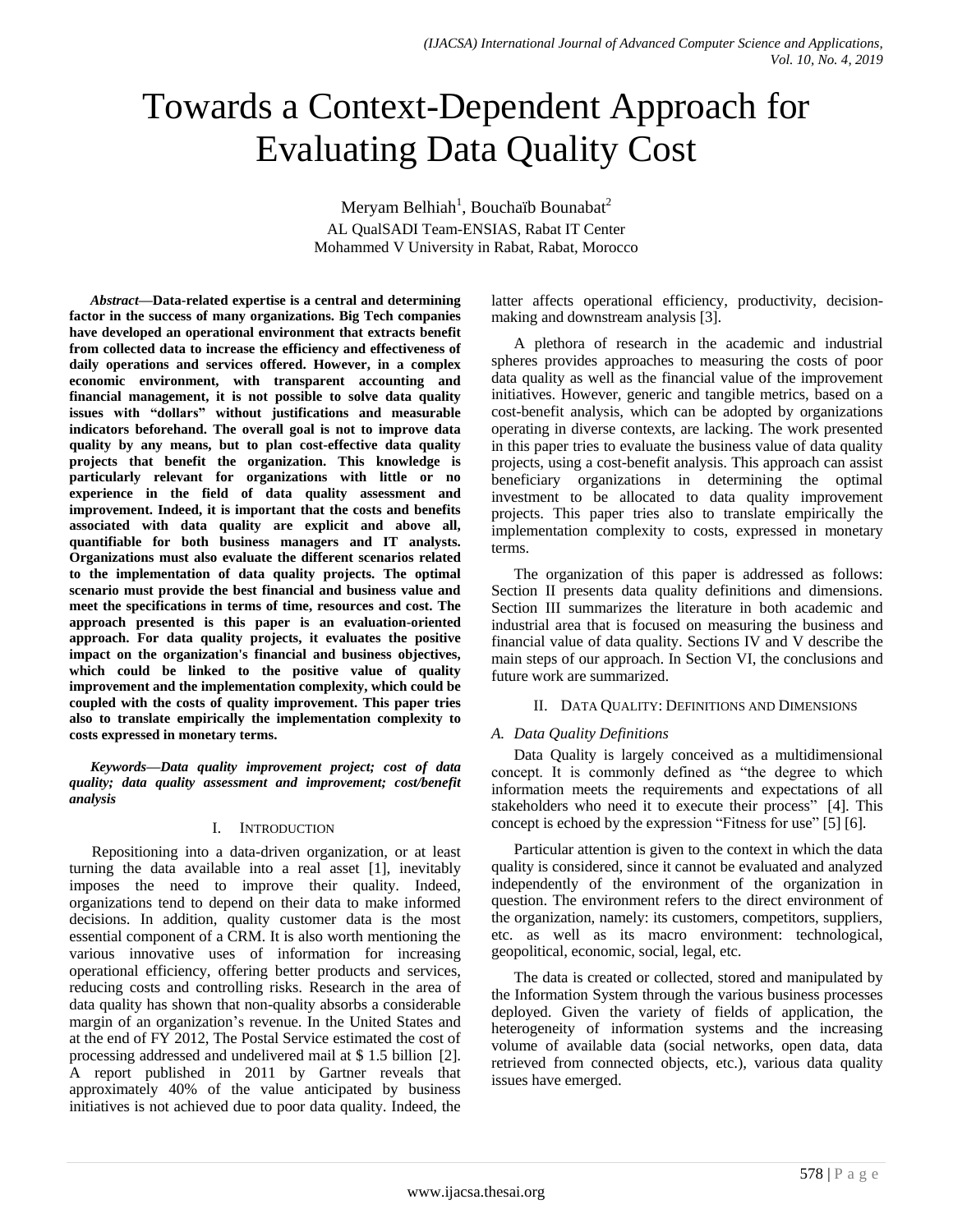# Towards a Context-Dependent Approach for Evaluating Data Quality Cost

Meryam Belhiah[1], Bouchaïb Bounabat[2]

AL QualSADI Team-ENSIAS, Rabat IT Center

Mohammed V University in Rabat, Rabat, Morocco

***Abstract*—Data-related expertise is a central and determining factor in the success of many organizations. Big Tech companies have developed an operational environment that extracts benefit from collected data to increase the efficiency and effectiveness of daily operations and services offered. However, in a complex economic environment, with transparent accounting and financial management, it is not possible to solve data quality issues with "dollars" without justifications and measurable indicators beforehand. The overall goal is not to improve data quality by any means, but to plan cost-effective data quality projects that benefit the organization. This knowledge is particularly relevant for organizations with little or no experience in the field of data quality assessment and improvement. Indeed, it is important that the costs and benefits associated with data quality are explicit and above all, quantifiable for both business managers and IT analysts. Organizations must also evaluate the different scenarios related to the implementation of data quality projects. The optimal scenario must provide the best financial and business value and meet the specifications in terms of time, resources and cost. The approach presented is this paper is an evaluation-oriented approach. For data quality projects, it evaluates the positive impact on the organization's financial and business objectives, which could be linked to the positive value of quality improvement and the implementation complexity, which could be coupled with the costs of quality improvement. This paper tries also to translate empirically the implementation complexity to costs expressed in monetary terms.**

***Keywords*—*Data quality improvement project; cost of data quality; data quality assessment and improvement; cost/benefit analysis***

## I. Introduction

Repositioning into a data-driven organization, or at least turning the data available into a real asset [1], inevitably imposes the need to improve their quality. Indeed, organizations tend to depend on their data to make informed decisions. In addition, quality customer data is the most essential component of a CRM. It is also worth mentioning the various innovative uses of information for increasing operational efficiency, offering better products and services, reducing costs and controlling risks. Research in the area of data quality has shown that non-quality absorbs a considerable margin of an organization's revenue. In the United States and at the end of FY 2012, The Postal Service estimated the cost of processing addressed and undelivered mail at $ 1.5 billion [2]. A report published in 2011 by Gartner reveals that approximately 40% of the value anticipated by business initiatives is not achieved due to poor data quality. Indeed, the latter affects operational efficiency, productivity, decision-making and downstream analysis [3].

A plethora of research in the academic and industrial spheres provides approaches to measuring the costs of poor data quality as well as the financial value of the improvement initiatives. However, generic and tangible metrics, based on a cost-benefit analysis, which can be adopted by organizations operating in diverse contexts, are lacking. The work presented in this paper tries to evaluate the business value of data quality projects, using a cost-benefit analysis. This approach can assist beneficiary organizations in determining the optimal investment to be allocated to data quality improvement projects. This paper tries also to translate empirically the implementation complexity to costs, expressed in monetary terms.

The organization of this paper is addressed as follows: Section II presents data quality definitions and dimensions. Section III summarizes the literature in both academic and industrial area that is focused on measuring the business and financial value of data quality. Sections IV and V describe the main steps of our approach. In Section VI, the conclusions and future work are summarized.

## II. Data Quality: Definitions and Dimensions

### A. Data Quality Definitions

Data Quality is largely conceived as a multidimensional concept. It is commonly defined as "the degree to which information meets the requirements and expectations of all stakeholders who need it to execute their process" [4]. This concept is echoed by the expression "Fitness for use" [5] [6].

Particular attention is given to the context in which the data quality is considered, since it cannot be evaluated and analyzed independently of the environment of the organization in question. The environment refers to the direct environment of the organization, namely: its customers, competitors, suppliers, etc. as well as its macro environment: technological, geopolitical, economic, social, legal, etc.

The data is created or collected, stored and manipulated by the Information System through the various business processes deployed. Given the variety of fields of application, the heterogeneity of information systems and the increasing volume of available data (social networks, open data, data retrieved from connected objects, etc.), various data quality issues have emerged.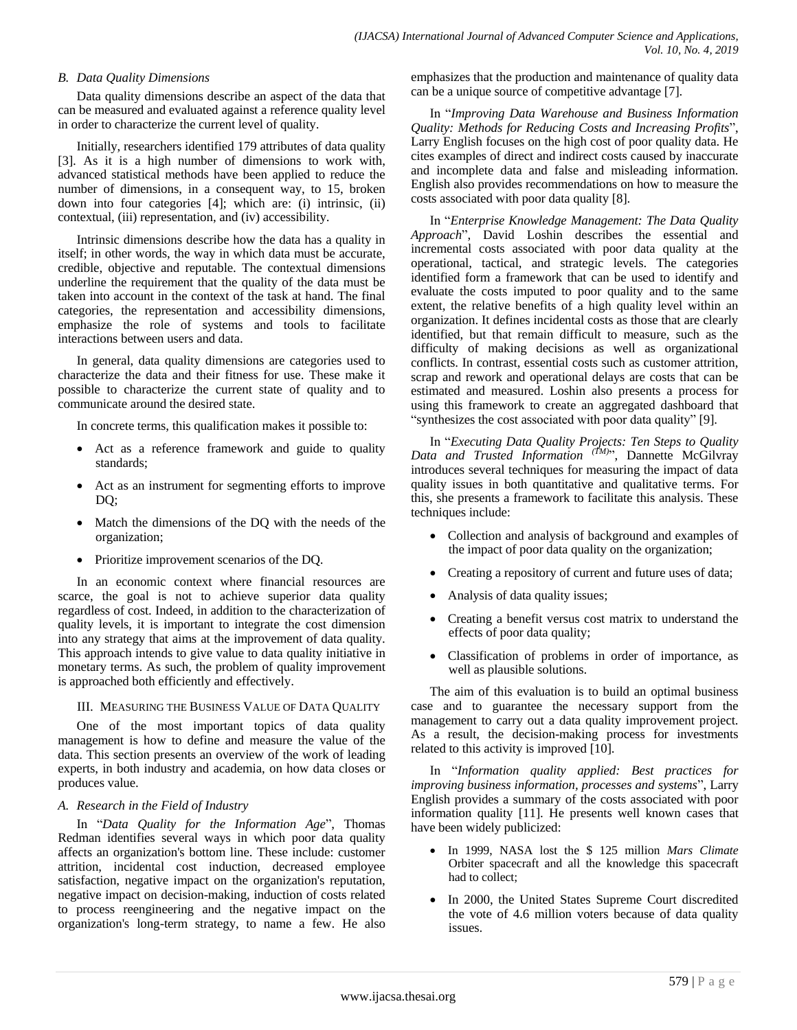### B. Data Quality Dimensions

Data quality dimensions describe an aspect of the data that can be measured and evaluated against a reference quality level in order to characterize the current level of quality.

Initially, researchers identified 179 attributes of data quality [3]. As it is a high number of dimensions to work with, advanced statistical methods have been applied to reduce the number of dimensions, in a consequent way, to 15, broken down into four categories [4]; which are: (i) intrinsic, (ii) contextual, (iii) representation, and (iv) accessibility.

Intrinsic dimensions describe how the data has a quality in itself; in other words, the way in which data must be accurate, credible, objective and reputable. The contextual dimensions underline the requirement that the quality of the data must be taken into account in the context of the task at hand. The final categories, the representation and accessibility dimensions, emphasize the role of systems and tools to facilitate interactions between users and data.

In general, data quality dimensions are categories used to characterize the data and their fitness for use. These make it possible to characterize the current state of quality and to communicate around the desired state.

In concrete terms, this qualification makes it possible to:

- Act as a reference framework and guide to quality standards;
- Act as an instrument for segmenting efforts to improve DQ;
- Match the dimensions of the DQ with the needs of the organization;
- Prioritize improvement scenarios of the DQ.

In an economic context where financial resources are scarce, the goal is not to achieve superior data quality regardless of cost. Indeed, in addition to the characterization of quality levels, it is important to integrate the cost dimension into any strategy that aims at the improvement of data quality. This approach intends to give value to data quality initiative in monetary terms. As such, the problem of quality improvement is approached both efficiently and effectively.

## III. Measuring the Business Value of Data Quality

One of the most important topics of data quality management is how to define and measure the value of the data. This section presents an overview of the work of leading experts, in both industry and academia, on how data closes or produces value.

### A. Research in the Field of Industry

In "*Data Quality for the Information Age*", Thomas Redman identifies several ways in which poor data quality affects an organization's bottom line. These include: customer attrition, incidental cost induction, decreased employee satisfaction, negative impact on the organization's reputation, negative impact on decision-making, induction of costs related to process reengineering and the negative impact on the organization's long-term strategy, to name a few. He also emphasizes that the production and maintenance of quality data can be a unique source of competitive advantage [7].

In "*Improving Data Warehouse and Business Information Quality: Methods for Reducing Costs and Increasing Profits*", Larry English focuses on the high cost of poor quality data. He cites examples of direct and indirect costs caused by inaccurate and incomplete data and false and misleading information. English also provides recommendations on how to measure the costs associated with poor data quality [8].

In "*Enterprise Knowledge Management: The Data Quality Approach*", David Loshin describes the essential and incremental costs associated with poor data quality at the operational, tactical, and strategic levels. The categories identified form a framework that can be used to identify and evaluate the costs imputed to poor quality and to the same extent, the relative benefits of a high quality level within an organization. It defines incidental costs as those that are clearly identified, but that remain difficult to measure, such as the difficulty of making decisions as well as organizational conflicts. In contrast, essential costs such as customer attrition, scrap and rework and operational delays are costs that can be estimated and measured. Loshin also presents a process for using this framework to create an aggregated dashboard that "synthesizes the cost associated with poor data quality" [9].

In "*Executing Data Quality Projects: Ten Steps to Quality Data and Trusted Information* (TM)", Dannette McGilvray introduces several techniques for measuring the impact of data quality issues in both quantitative and qualitative terms. For this, she presents a framework to facilitate this analysis. These techniques include:

- Collection and analysis of background and examples of the impact of poor data quality on the organization;
- Creating a repository of current and future uses of data;
- Analysis of data quality issues;
- Creating a benefit versus cost matrix to understand the effects of poor data quality;
- Classification of problems in order of importance, as well as plausible solutions.

The aim of this evaluation is to build an optimal business case and to guarantee the necessary support from the management to carry out a data quality improvement project. As a result, the decision-making process for investments related to this activity is improved [10].

In "*Information quality applied: Best practices for improving business information, processes and systems*", Larry English provides a summary of the costs associated with poor information quality [11]. He presents well known cases that have been widely publicized:

- In 1999, NASA lost the $ 125 million *Mars Climate* Orbiter spacecraft and all the knowledge this spacecraft had to collect;
- In 2000, the United States Supreme Court discredited the vote of 4.6 million voters because of data quality issues.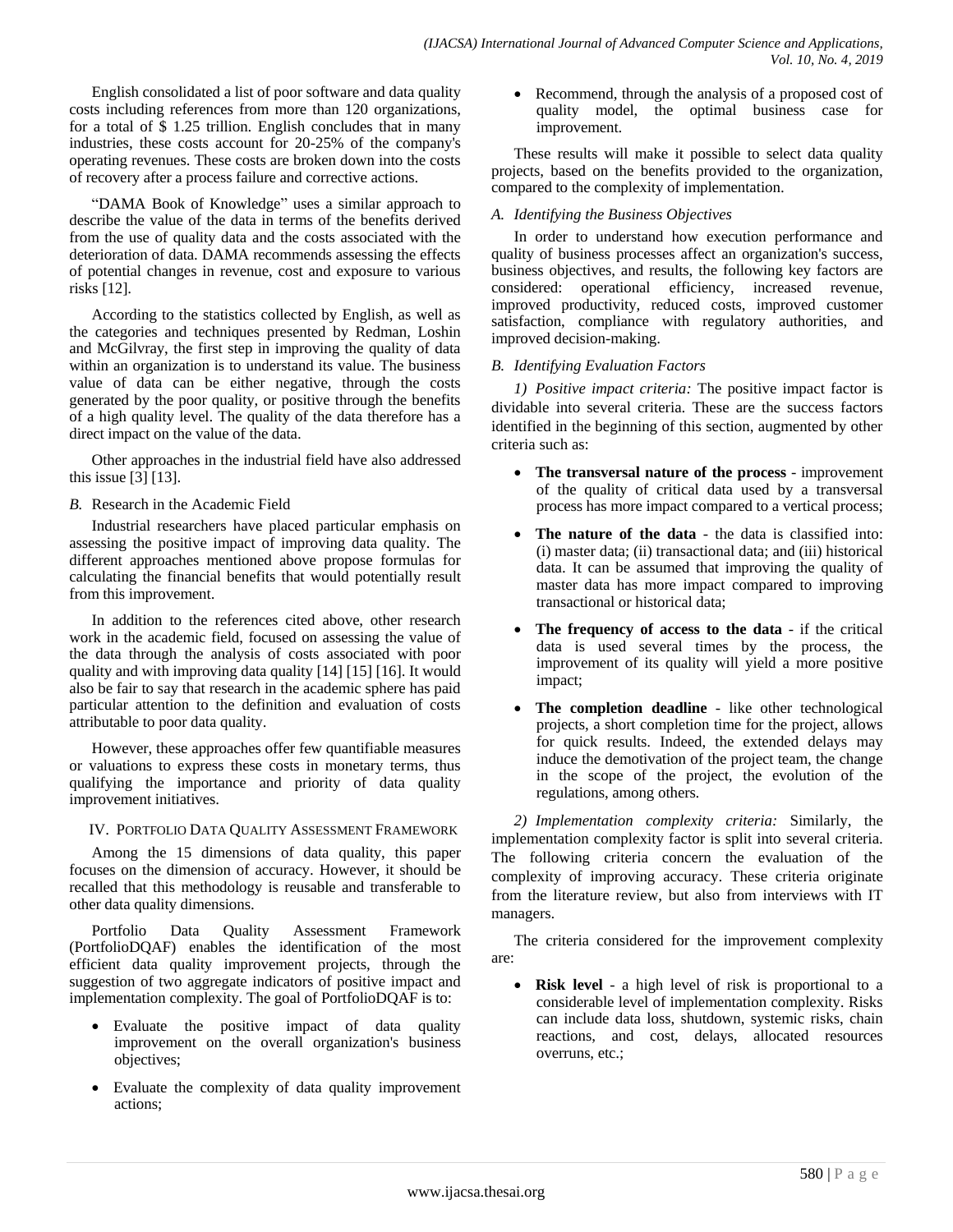English consolidated a list of poor software and data quality costs including references from more than 120 organizations, for a total of $ 1.25 trillion. English concludes that in many industries, these costs account for 20-25% of the company's operating revenues. These costs are broken down into the costs of recovery after a process failure and corrective actions.

"DAMA Book of Knowledge" uses a similar approach to describe the value of the data in terms of the benefits derived from the use of quality data and the costs associated with the deterioration of data. DAMA recommends assessing the effects of potential changes in revenue, cost and exposure to various risks [12].

According to the statistics collected by English, as well as the categories and techniques presented by Redman, Loshin and McGilvray, the first step in improving the quality of data within an organization is to understand its value. The business value of data can be either negative, through the costs generated by the poor quality, or positive through the benefits of a high quality level. The quality of the data therefore has a direct impact on the value of the data.

Other approaches in the industrial field have also addressed this issue [3] [13].

### B. Research in the Academic Field

Industrial researchers have placed particular emphasis on assessing the positive impact of improving data quality. The different approaches mentioned above propose formulas for calculating the financial benefits that would potentially result from this improvement.

In addition to the references cited above, other research work in the academic field, focused on assessing the value of the data through the analysis of costs associated with poor quality and with improving data quality [14] [15] [16]. It would also be fair to say that research in the academic sphere has paid particular attention to the definition and evaluation of costs attributable to poor data quality.

However, these approaches offer few quantifiable measures or valuations to express these costs in monetary terms, thus qualifying the importance and priority of data quality improvement initiatives.

## IV. Portfolio Data Quality Assessment Framework

Among the 15 dimensions of data quality, this paper focuses on the dimension of accuracy. However, it should be recalled that this methodology is reusable and transferable to other data quality dimensions.

Portfolio Data Quality Assessment Framework (PortfolioDQAF) enables the identification of the most efficient data quality improvement projects, through the suggestion of two aggregate indicators of positive impact and implementation complexity. The goal of PortfolioDQAF is to:

- Evaluate the positive impact of data quality improvement on the overall organization's business objectives;
- Evaluate the complexity of data quality improvement actions;
- Recommend, through the analysis of a proposed cost of quality model, the optimal business case for improvement.

These results will make it possible to select data quality projects, based on the benefits provided to the organization, compared to the complexity of implementation.

### *A. Identifying the Business Objectives*

In order to understand how execution performance and quality of business processes affect an organization's success, business objectives, and results, the following key factors are considered: operational efficiency, increased revenue, improved productivity, reduced costs, improved customer satisfaction, compliance with regulatory authorities, and improved decision-making.

### *B. Identifying Evaluation Factors*

*1) Positive impact criteria:* The positive impact factor is dividable into several criteria. These are the success factors identified in the beginning of this section, augmented by other criteria such as:

- **The transversal nature of the process** - improvement of the quality of critical data used by a transversal process has more impact compared to a vertical process;
- **The nature of the data** - the data is classified into: (i) master data; (ii) transactional data; and (iii) historical data. It can be assumed that improving the quality of master data has more impact compared to improving transactional or historical data;
- **The frequency of access to the data** - if the critical data is used several times by the process, the improvement of its quality will yield a more positive impact;
- **The completion deadline** - like other technological projects, a short completion time for the project, allows for quick results. Indeed, the extended delays may induce the demotivation of the project team, the change in the scope of the project, the evolution of the regulations, among others.

*2) Implementation complexity criteria:* Similarly, the implementation complexity factor is split into several criteria. The following criteria concern the evaluation of the complexity of improving accuracy. These criteria originate from the literature review, but also from interviews with IT managers.

The criteria considered for the improvement complexity are:

- **Risk level** - a high level of risk is proportional to a considerable level of implementation complexity. Risks can include data loss, shutdown, systemic risks, chain reactions, and cost, delays, allocated resources overruns, etc.;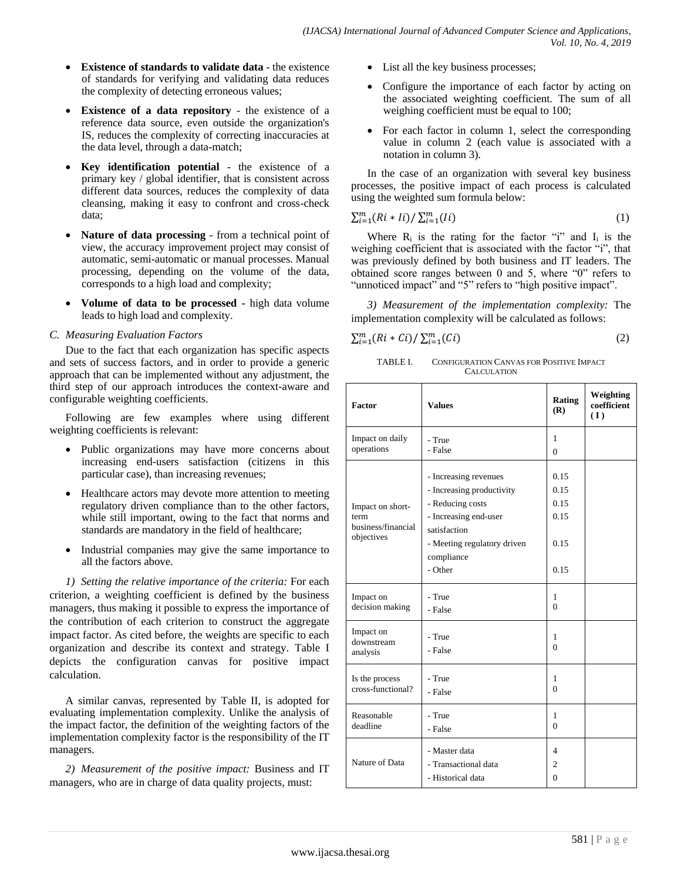- **Existence of standards to validate data** - the existence of standards for verifying and validating data reduces the complexity of detecting erroneous values;
- **Existence of a data repository** - the existence of a reference data source, even outside the organization's IS, reduces the complexity of correcting inaccuracies at the data level, through a data-match;
- **Key identification potential** - the existence of a primary key / global identifier, that is consistent across different data sources, reduces the complexity of data cleansing, making it easy to confront and cross-check data;
- **Nature of data processing** - from a technical point of view, the accuracy improvement project may consist of automatic, semi-automatic or manual processes. Manual processing, depending on the volume of the data, corresponds to a high load and complexity;
- **Volume of data to be processed** - high data volume leads to high load and complexity.

### C. Measuring Evaluation Factors

Due to the fact that each organization has specific aspects and sets of success factors, and in order to provide a generic approach that can be implemented without any adjustment, the third step of our approach introduces the context-aware and configurable weighting coefficients.

Following are few examples where using different weighting coefficients is relevant:

- Public organizations may have more concerns about increasing end-users satisfaction (citizens in this particular case), than increasing revenues;
- Healthcare actors may devote more attention to meeting regulatory driven compliance than to the other factors, while still important, owing to the fact that norms and standards are mandatory in the field of healthcare;
- Industrial companies may give the same importance to all the factors above.

*1) Setting the relative importance of the criteria:* For each criterion, a weighting coefficient is defined by the business managers, thus making it possible to express the importance of the contribution of each criterion to construct the aggregate impact factor. As cited before, the weights are specific to each organization and describe its context and strategy. Table I depicts the configuration canvas for positive impact calculation.

A similar canvas, represented by Table II, is adopted for evaluating implementation complexity. Unlike the analysis of the impact factor, the definition of the weighting factors of the implementation complexity factor is the responsibility of the IT managers.

*2) Measurement of the positive impact:* Business and IT managers, who are in charge of data quality projects, must:

- List all the key business processes;
- Configure the importance of each factor by acting on the associated weighting coefficient. The sum of all weighing coefficient must be equal to 100;
- For each factor in column 1, select the corresponding value in column 2 (each value is associated with a notation in column 3).

In the case of an organization with several key business processes, the positive impact of each process is calculated using the weighted sum formula below:

$$\sum_{i=1}^{m}(Ri * Ii) / \sum_{i=1}^{m}(Ii) \tag{1}$$

Where $R_i$ is the rating for the factor "i" and $I_i$ is the weighing coefficient that is associated with the factor "i", that was previously defined by both business and IT leaders. The obtained score ranges between 0 and 5, where "0" refers to "unnoticed impact" and "5" refers to "high positive impact".

*3) Measurement of the implementation complexity:* The implementation complexity will be calculated as follows:

$$\sum_{i=1}^{m}(Ri * Ci) / \sum_{i=1}^{m}(Ci) \tag{2}$$

TABLE I. CONFIGURATION CANVAS FOR POSITIVE IMPACT CALCULATION

| Factor | Values | Rating (R) | Weighting coefficient ( I ) |
|---|---|---|---|
| Impact on daily operations | - True<br>- False | 1<br>0 | |
| Impact on short-term business/financial objectives | - Increasing revenues<br>- Increasing productivity<br>- Reducing costs<br>- Increasing end-user satisfaction<br>- Meeting regulatory driven compliance<br>- Other | 0.15<br>0.15<br>0.15<br>0.15<br>0.15<br>0.15 | |
| Impact on decision making | - True<br>- False | 1<br>0 | |
| Impact on downstream analysis | - True<br>- False | 1<br>0 | |
| Is the process cross-functional? | - True<br>- False | 1<br>0 | |
| Reasonable deadline | - True<br>- False | 1<br>0 | |
| Nature of Data | - Master data<br>- Transactional data<br>- Historical data | 4<br>2<br>0 | |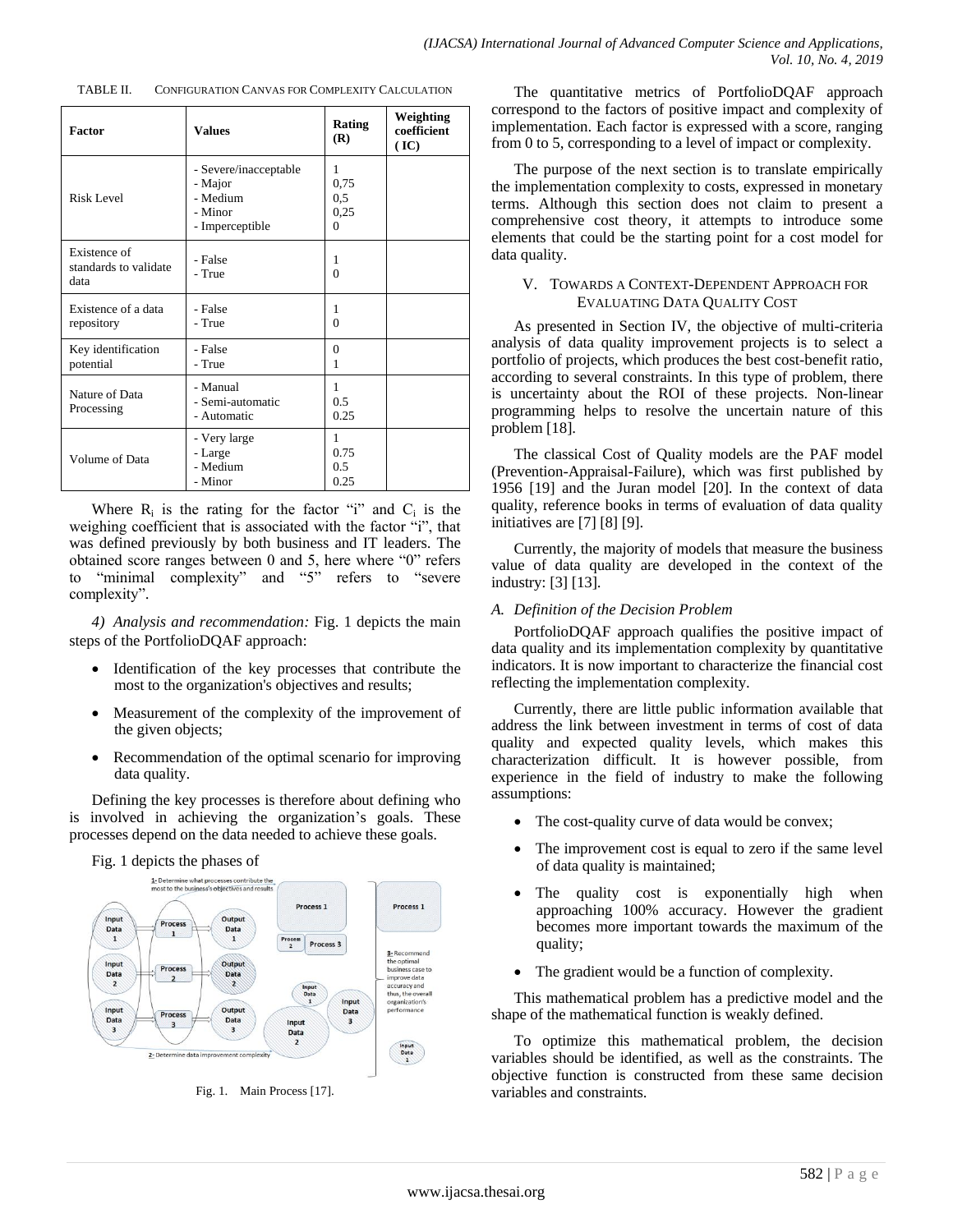TABLE II. CONFIGURATION CANVAS FOR COMPLEXITY CALCULATION

| Factor | Values | Rating (R) | Weighting coefficient (IC) |
|---|---|---|---|
| Risk Level | - Severe/inacceptable<br>- Major<br>- Medium<br>- Minor<br>- Imperceptible | 1<br>0,75<br>0,5<br>0,25<br>0 | |
| Existence of standards to validate data | - False<br>- True | 1<br>0 | |
| Existence of a data repository | - False<br>- True | 1<br>0 | |
| Key identification potential | - False<br>- True | 0<br>1 | |
| Nature of Data Processing | - Manual<br>- Semi-automatic<br>- Automatic | 1<br>0.5<br>0.25 | |
| Volume of Data | - Very large<br>- Large<br>- Medium<br>- Minor | 1<br>0.75<br>0.5<br>0.25 | |

Where $R_i$ is the rating for the factor "i" and $C_i$ is the weighing coefficient that is associated with the factor "i", that was defined previously by both business and IT leaders. The obtained score ranges between 0 and 5, here where "0" refers to "minimal complexity" and "5" refers to "severe complexity".

*4) Analysis and recommendation:* Fig. 1 depicts the main steps of the PortfolioDQAF approach:

- Identification of the key processes that contribute the most to the organization's objectives and results;
- Measurement of the complexity of the improvement of the given objects;
- Recommendation of the optimal scenario for improving data quality.

Defining the key processes is therefore about defining who is involved in achieving the organization's goals. These processes depend on the data needed to achieve these goals.

Fig. 1 depicts the phases of

Fig. 1. Main Process [17].

The quantitative metrics of PortfolioDQAF approach correspond to the factors of positive impact and complexity of implementation. Each factor is expressed with a score, ranging from 0 to 5, corresponding to a level of impact or complexity.

The purpose of the next section is to translate empirically the implementation complexity to costs, expressed in monetary terms. Although this section does not claim to present a comprehensive cost theory, it attempts to introduce some elements that could be the starting point for a cost model for data quality.

## V. Towards a Context-Dependent Approach for Evaluating Data Quality Cost

As presented in Section IV, the objective of multi-criteria analysis of data quality improvement projects is to select a portfolio of projects, which produces the best cost-benefit ratio, according to several constraints. In this type of problem, there is uncertainty about the ROI of these projects. Non-linear programming helps to resolve the uncertain nature of this problem [18].

The classical Cost of Quality models are the PAF model (Prevention-Appraisal-Failure), which was first published by 1956 [19] and the Juran model [20]. In the context of data quality, reference books in terms of evaluation of data quality initiatives are [7] [8] [9].

Currently, the majority of models that measure the business value of data quality are developed in the context of the industry: [3] [13].

### A. Definition of the Decision Problem

PortfolioDQAF approach qualifies the positive impact of data quality and its implementation complexity by quantitative indicators. It is now important to characterize the financial cost reflecting the implementation complexity.

Currently, there are little public information available that address the link between investment in terms of cost of data quality and expected quality levels, which makes this characterization difficult. It is however possible, from experience in the field of industry to make the following assumptions:

- The cost-quality curve of data would be convex;
- The improvement cost is equal to zero if the same level of data quality is maintained;
- The quality cost is exponentially high when approaching 100% accuracy. However the gradient becomes more important towards the maximum of the quality;
- The gradient would be a function of complexity.

This mathematical problem has a predictive model and the shape of the mathematical function is weakly defined.

To optimize this mathematical problem, the decision variables should be identified, as well as the constraints. The objective function is constructed from these same decision variables and constraints.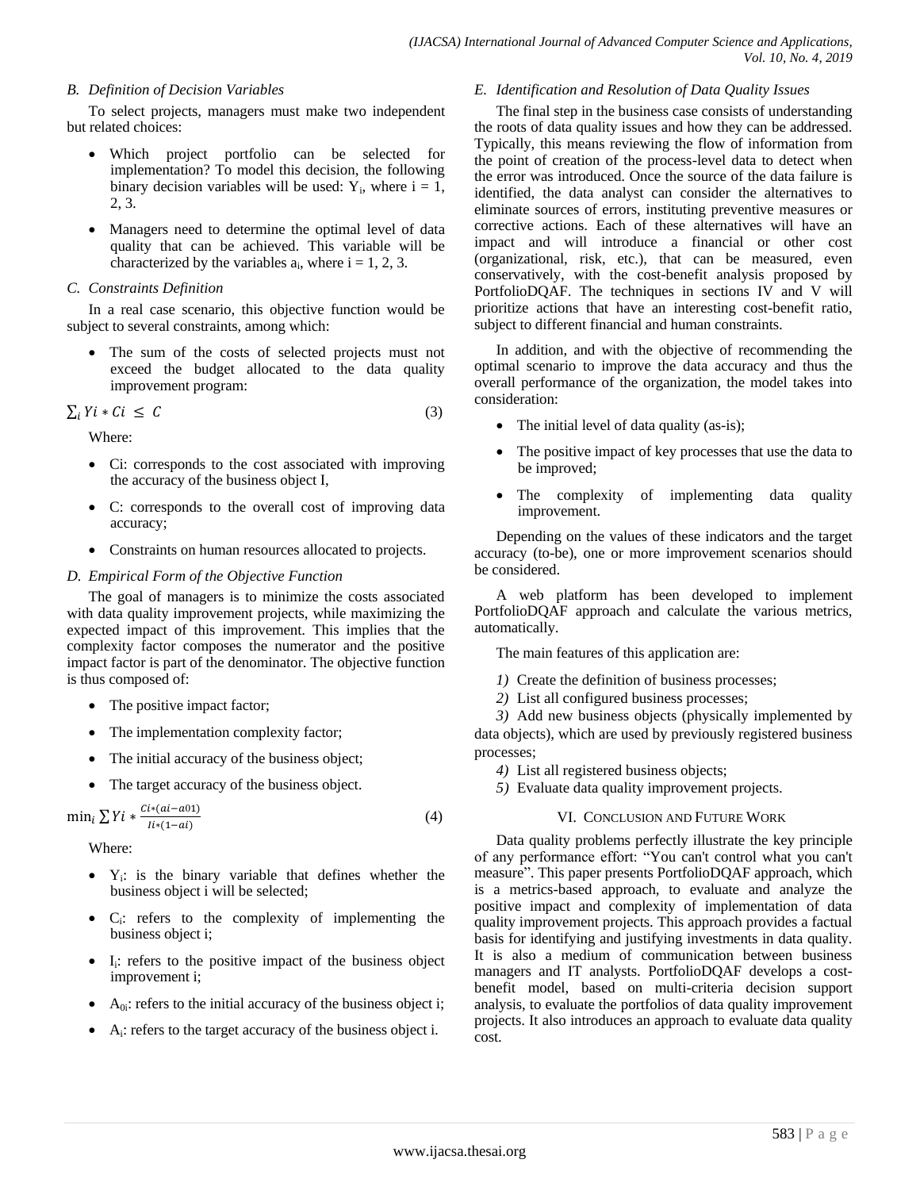### B. Definition of Decision Variables

To select projects, managers must make two independent but related choices:

- Which project portfolio can be selected for implementation? To model this decision, the following binary decision variables will be used: $Y_i$, where i = 1, 2, 3.
- Managers need to determine the optimal level of data quality that can be achieved. This variable will be characterized by the variables $a_i$, where i = 1, 2, 3.

### C. Constraints Definition

In a real case scenario, this objective function would be subject to several constraints, among which:

- The sum of the costs of selected projects must not exceed the budget allocated to the data quality improvement program:

$$\sum_i Yi * Ci \leq C \tag{3}$$

Where:

- Ci: corresponds to the cost associated with improving the accuracy of the business object I,
- C: corresponds to the overall cost of improving data accuracy;
- Constraints on human resources allocated to projects.

### D. Empirical Form of the Objective Function

The goal of managers is to minimize the costs associated with data quality improvement projects, while maximizing the expected impact of this improvement. This implies that the complexity factor composes the numerator and the positive impact factor is part of the denominator. The objective function is thus composed of:

- The positive impact factor;
- The implementation complexity factor;
- The initial accuracy of the business object;
- The target accuracy of the business object.

$$\min_i \sum Yi * \frac{Ci*(ai-a01)}{Ii*(1-ai)} \tag{4}$$

Where:

- $Y_i$: is the binary variable that defines whether the business object i will be selected;
- $C_i$: refers to the complexity of implementing the business object i;
- $I_i$: refers to the positive impact of the business object improvement i;
- $A_{0i}$: refers to the initial accuracy of the business object i;
- $A_i$: refers to the target accuracy of the business object i.

### E. Identification and Resolution of Data Quality Issues

The final step in the business case consists of understanding the roots of data quality issues and how they can be addressed. Typically, this means reviewing the flow of information from the point of creation of the process-level data to detect when the error was introduced. Once the source of the data failure is identified, the data analyst can consider the alternatives to eliminate sources of errors, instituting preventive measures or corrective actions. Each of these alternatives will have an impact and will introduce a financial or other cost (organizational, risk, etc.), that can be measured, even conservatively, with the cost-benefit analysis proposed by PortfolioDQAF. The techniques in sections IV and V will prioritize actions that have an interesting cost-benefit ratio, subject to different financial and human constraints.

In addition, and with the objective of recommending the optimal scenario to improve the data accuracy and thus the overall performance of the organization, the model takes into consideration:

- The initial level of data quality (as-is);
- The positive impact of key processes that use the data to be improved;
- The complexity of implementing data quality improvement.

Depending on the values of these indicators and the target accuracy (to-be), one or more improvement scenarios should be considered.

A web platform has been developed to implement PortfolioDQAF approach and calculate the various metrics, automatically.

The main features of this application are:

1) Create the definition of business processes;
2) List all configured business processes;
3) Add new business objects (physically implemented by data objects), which are used by previously registered business processes;
4) List all registered business objects;
5) Evaluate data quality improvement projects.

## VI. Conclusion and Future Work

Data quality problems perfectly illustrate the key principle of any performance effort: "You can't control what you can't measure". This paper presents PortfolioDQAF approach, which is a metrics-based approach, to evaluate and analyze the positive impact and complexity of implementation of data quality improvement projects. This approach provides a factual basis for identifying and justifying investments in data quality. It is also a medium of communication between business managers and IT analysts. PortfolioDQAF develops a cost-benefit model, based on multi-criteria decision support analysis, to evaluate the portfolios of data quality improvement projects. It also introduces an approach to evaluate data quality cost.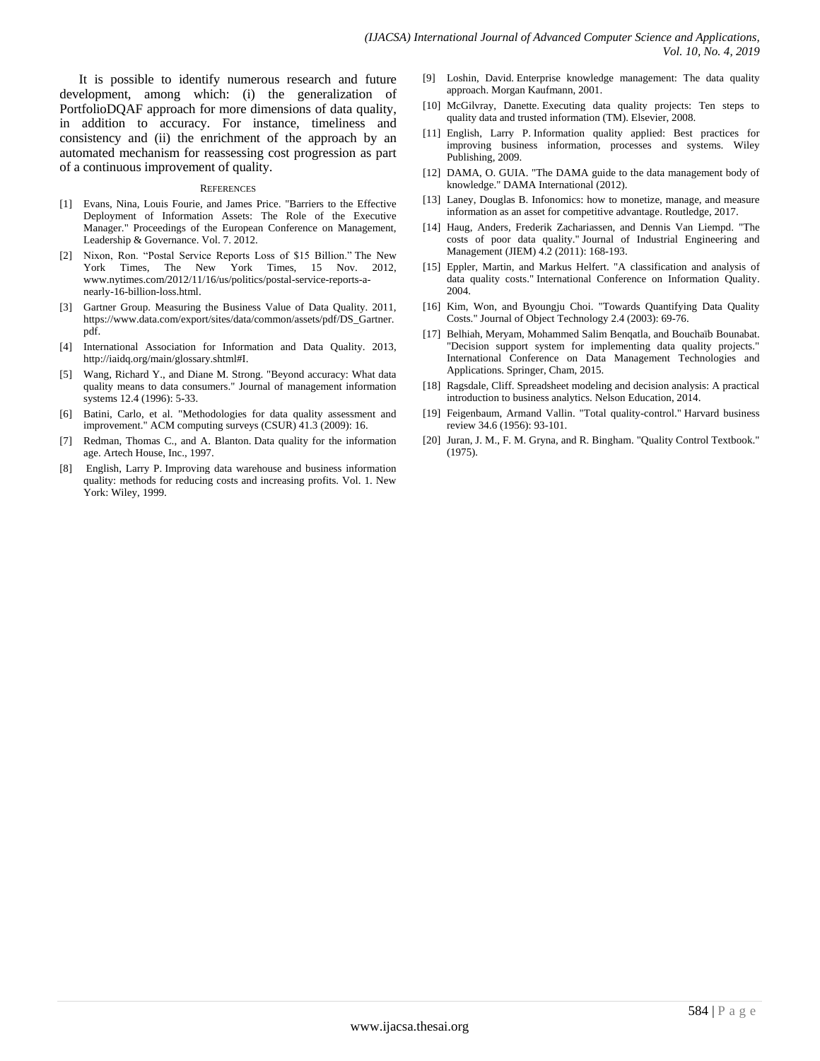It is possible to identify numerous research and future development, among which: (i) the generalization of PortfolioDQAF approach for more dimensions of data quality, in addition to accuracy. For instance, timeliness and consistency and (ii) the enrichment of the approach by an automated mechanism for reassessing cost progression as part of a continuous improvement of quality.

## References

[1] Evans, Nina, Louis Fourie, and James Price. "Barriers to the Effective Deployment of Information Assets: The Role of the Executive Manager." Proceedings of the European Conference on Management, Leadership & Governance. Vol. 7. 2012.

[2] Nixon, Ron. "Postal Service Reports Loss of $15 Billion." The New York Times, The New York Times, 15 Nov. 2012, www.nytimes.com/2012/11/16/us/politics/postal-service-reports-a-nearly-16-billion-loss.html.

[3] Gartner Group. Measuring the Business Value of Data Quality. 2011, https://www.data.com/export/sites/data/common/assets/pdf/DS_Gartner.pdf.

[4] International Association for Information and Data Quality. 2013, http://iaidq.org/main/glossary.shtml#I.

[5] Wang, Richard Y., and Diane M. Strong. "Beyond accuracy: What data quality means to data consumers." Journal of management information systems 12.4 (1996): 5-33.

[6] Batini, Carlo, et al. "Methodologies for data quality assessment and improvement." ACM computing surveys (CSUR) 41.3 (2009): 16.

[7] Redman, Thomas C., and A. Blanton. Data quality for the information age. Artech House, Inc., 1997.

[8] English, Larry P. Improving data warehouse and business information quality: methods for reducing costs and increasing profits. Vol. 1. New York: Wiley, 1999.

[9] Loshin, David. Enterprise knowledge management: The data quality approach. Morgan Kaufmann, 2001.

[10] McGilvray, Danette. Executing data quality projects: Ten steps to quality data and trusted information (TM). Elsevier, 2008.

[11] English, Larry P. Information quality applied: Best practices for improving business information, processes and systems. Wiley Publishing, 2009.

[12] DAMA, O. GUIA. "The DAMA guide to the data management body of knowledge." DAMA International (2012).

[13] Laney, Douglas B. Infonomics: how to monetize, manage, and measure information as an asset for competitive advantage. Routledge, 2017.

[14] Haug, Anders, Frederik Zachariassen, and Dennis Van Liempd. "The costs of poor data quality." Journal of Industrial Engineering and Management (JIEM) 4.2 (2011): 168-193.

[15] Eppler, Martin, and Markus Helfert. "A classification and analysis of data quality costs." International Conference on Information Quality. 2004.

[16] Kim, Won, and Byoungju Choi. "Towards Quantifying Data Quality Costs." Journal of Object Technology 2.4 (2003): 69-76.

[17] Belhiah, Meryam, Mohammed Salim Benqatla, and Bouchaïb Bounabat. "Decision support system for implementing data quality projects." International Conference on Data Management Technologies and Applications. Springer, Cham, 2015.

[18] Ragsdale, Cliff. Spreadsheet modeling and decision analysis: A practical introduction to business analytics. Nelson Education, 2014.

[19] Feigenbaum, Armand Vallin. "Total quality-control." Harvard business review 34.6 (1956): 93-101.

[20] Juran, J. M., F. M. Gryna, and R. Bingham. "Quality Control Textbook." (1975).